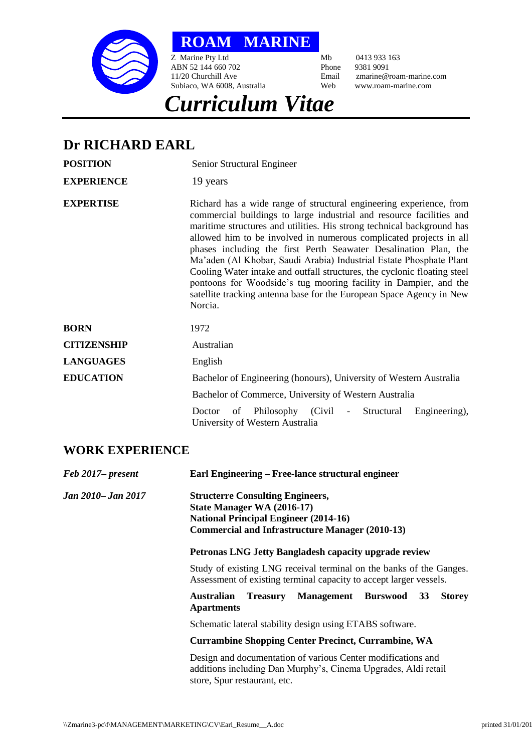# ROAM MARINE

Z Marine Pty Ltd
ABN 52 144 660 702
11/20 Churchill Ave
Subiaco, WA 6008, Australia

Mb 0413 933 163
Phone 9381 9091
Email zmarine@roam-marine.com
Web www.roam-marine.com

# *Curriculum Vitae*

## Dr RICHARD EARL

| | |
|---|---|
| **POSITION** | Senior Structural Engineer |
| **EXPERIENCE** | 19 years |
| **EXPERTISE** | Richard has a wide range of structural engineering experience, from commercial buildings to large industrial and resource facilities and maritime structures and utilities. His strong technical background has allowed him to be involved in numerous complicated projects in all phases including the first Perth Seawater Desalination Plan, the Ma'aden (Al Khobar, Saudi Arabia) Industrial Estate Phosphate Plant Cooling Water intake and outfall structures, the cyclonic floating steel pontoons for Woodside's tug mooring facility in Dampier, and the satellite tracking antenna base for the European Space Agency in New Norcia. |
| **BORN** | 1972 |
| **CITIZENSHIP** | Australian |
| **LANGUAGES** | English |
| **EDUCATION** | Bachelor of Engineering (honours), University of Western Australia<br>Bachelor of Commerce, University of Western Australia<br>Doctor of Philosophy (Civil - Structural Engineering), University of Western Australia |

## WORK EXPERIENCE

***Feb 2017– present***

**Earl Engineering – Free-lance structural engineer**

***Jan 2010– Jan 2017***

**Structerre Consulting Engineers,**
**State Manager WA (2016-17)**
**National Principal Engineer (2014-16)**
**Commercial and Infrastructure Manager (2010-13)**

**Petronas LNG Jetty Bangladesh capacity upgrade review**

Study of existing LNG receival terminal on the banks of the Ganges. Assessment of existing terminal capacity to accept larger vessels.

**Australian Treasury Management Burswood 33 Storey Apartments**

Schematic lateral stability design using ETABS software.

**Currambine Shopping Center Precinct, Currambine, WA**

Design and documentation of various Center modifications and additions including Dan Murphy's, Cinema Upgrades, Aldi retail store, Spur restaurant, etc.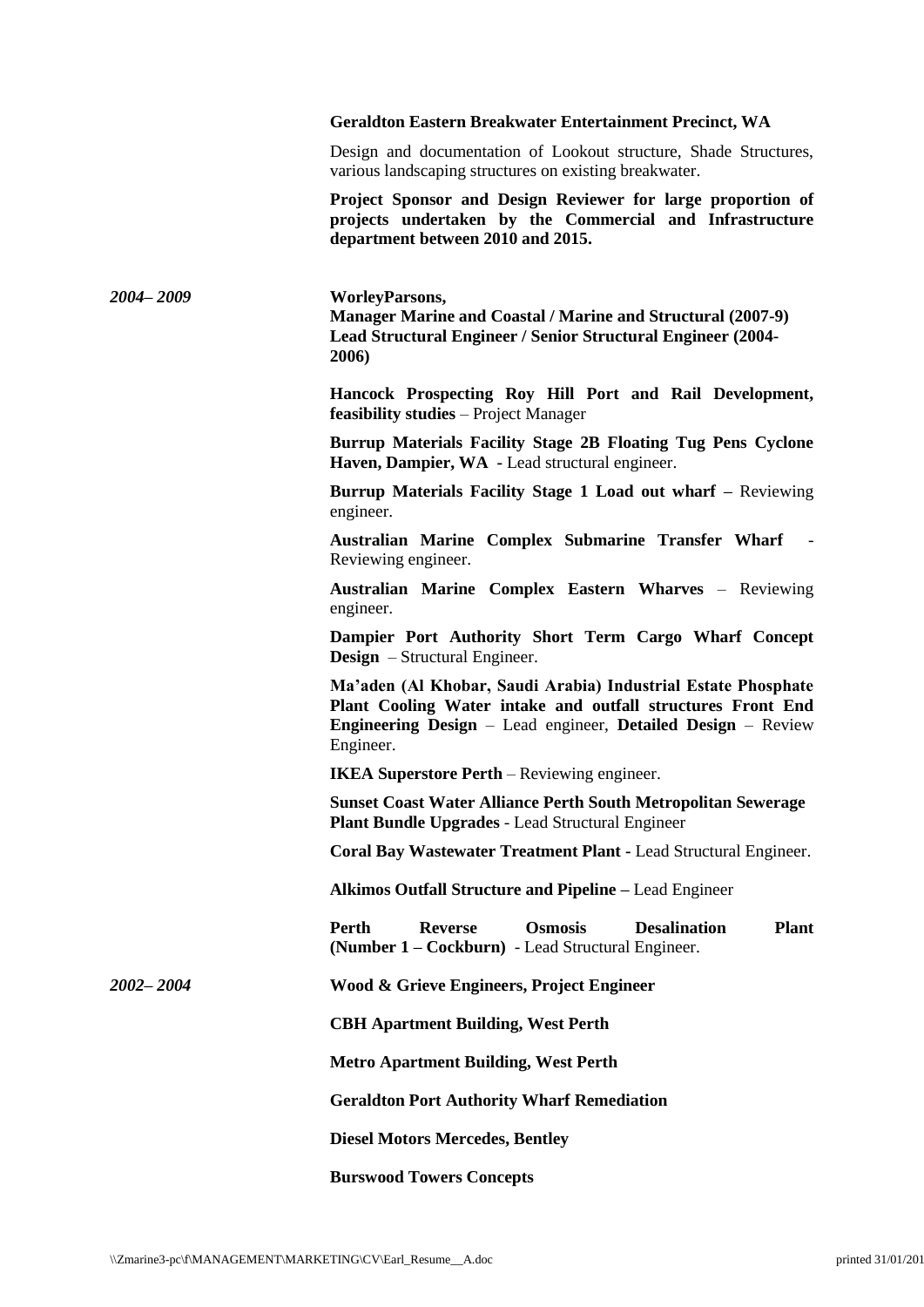**Geraldton Eastern Breakwater Entertainment Precinct, WA**

Design and documentation of Lookout structure, Shade Structures, various landscaping structures on existing breakwater.

**Project Sponsor and Design Reviewer for large proportion of projects undertaken by the Commercial and Infrastructure department between 2010 and 2015.**

*2004– 2009*

**WorleyParsons,**
**Manager Marine and Coastal / Marine and Structural (2007-9)**
**Lead Structural Engineer / Senior Structural Engineer (2004-2006)**

**Hancock Prospecting Roy Hill Port and Rail Development, feasibility studies** – Project Manager

**Burrup Materials Facility Stage 2B Floating Tug Pens Cyclone Haven, Dampier, WA** - Lead structural engineer.

**Burrup Materials Facility Stage 1 Load out wharf –** Reviewing engineer.

**Australian Marine Complex Submarine Transfer Wharf** - Reviewing engineer.

**Australian Marine Complex Eastern Wharves** – Reviewing engineer.

**Dampier Port Authority Short Term Cargo Wharf Concept Design** – Structural Engineer.

**Ma'aden (Al Khobar, Saudi Arabia) Industrial Estate Phosphate Plant Cooling Water intake and outfall structures Front End Engineering Design** – Lead engineer, **Detailed Design** – Review Engineer.

**IKEA Superstore Perth** – Reviewing engineer.

**Sunset Coast Water Alliance Perth South Metropolitan Sewerage Plant Bundle Upgrades** - Lead Structural Engineer

**Coral Bay Wastewater Treatment Plant -** Lead Structural Engineer.

**Alkimos Outfall Structure and Pipeline –** Lead Engineer

**Perth Reverse Osmosis Desalination Plant (Number 1 – Cockburn)** - Lead Structural Engineer.

*2002– 2004*

**Wood & Grieve Engineers, Project Engineer**

**CBH Apartment Building, West Perth**

**Metro Apartment Building, West Perth**

**Geraldton Port Authority Wharf Remediation**

**Diesel Motors Mercedes, Bentley**

**Burswood Towers Concepts**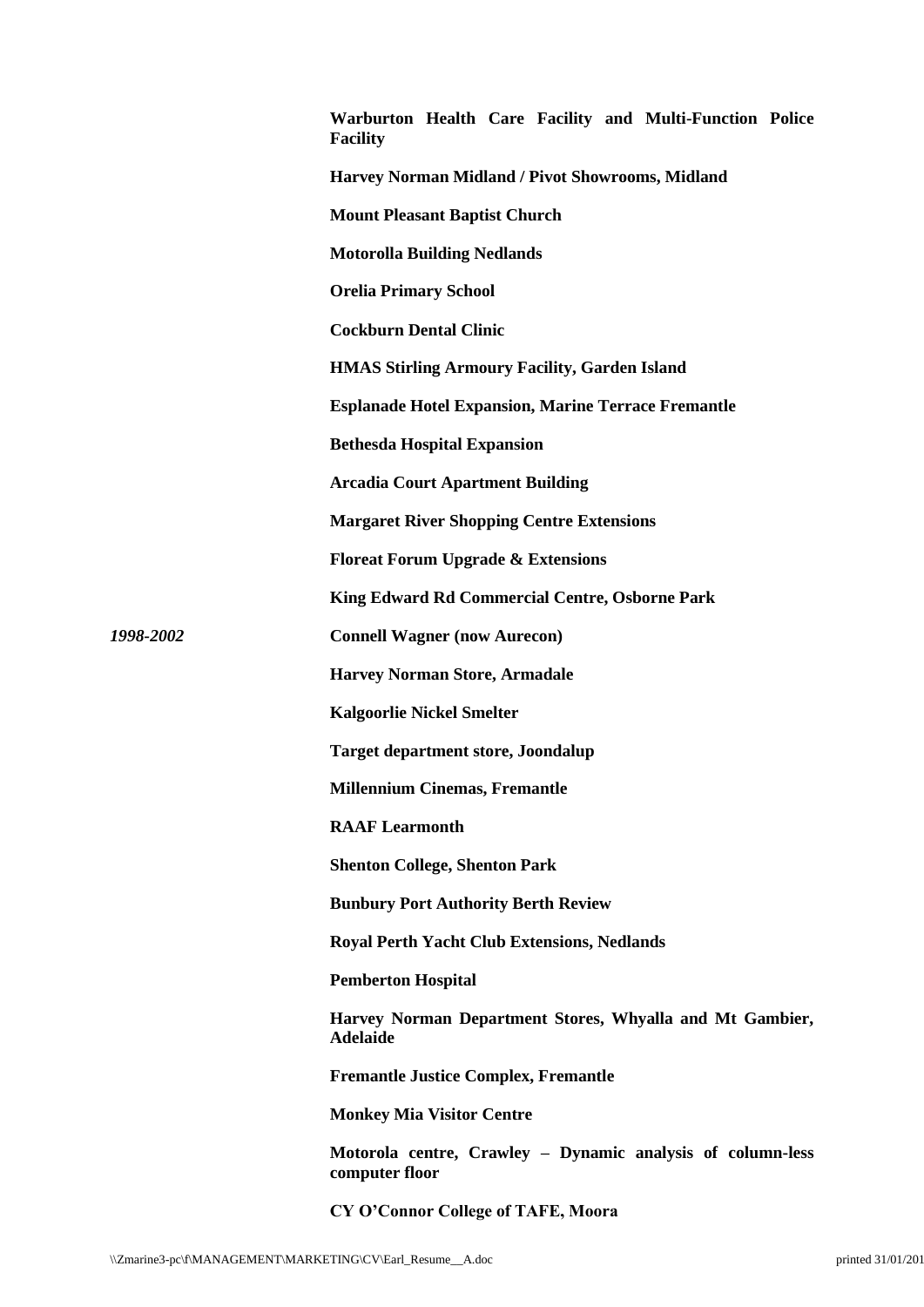**Warburton Health Care Facility and Multi-Function Police Facility**

**Harvey Norman Midland / Pivot Showrooms, Midland**

**Mount Pleasant Baptist Church**

**Motorolla Building Nedlands**

**Orelia Primary School**

**Cockburn Dental Clinic**

**HMAS Stirling Armoury Facility, Garden Island**

**Esplanade Hotel Expansion, Marine Terrace Fremantle**

**Bethesda Hospital Expansion**

**Arcadia Court Apartment Building**

**Margaret River Shopping Centre Extensions**

**Floreat Forum Upgrade & Extensions**

**King Edward Rd Commercial Centre, Osborne Park**

*1998-2002* **Connell Wagner (now Aurecon)**

**Harvey Norman Store, Armadale**

**Kalgoorlie Nickel Smelter**

**Target department store, Joondalup**

**Millennium Cinemas, Fremantle**

**RAAF Learmonth**

**Shenton College, Shenton Park**

**Bunbury Port Authority Berth Review**

**Royal Perth Yacht Club Extensions, Nedlands**

**Pemberton Hospital**

**Harvey Norman Department Stores, Whyalla and Mt Gambier, Adelaide**

**Fremantle Justice Complex, Fremantle**

**Monkey Mia Visitor Centre**

**Motorola centre, Crawley – Dynamic analysis of column-less computer floor**

**CY O'Connor College of TAFE, Moora**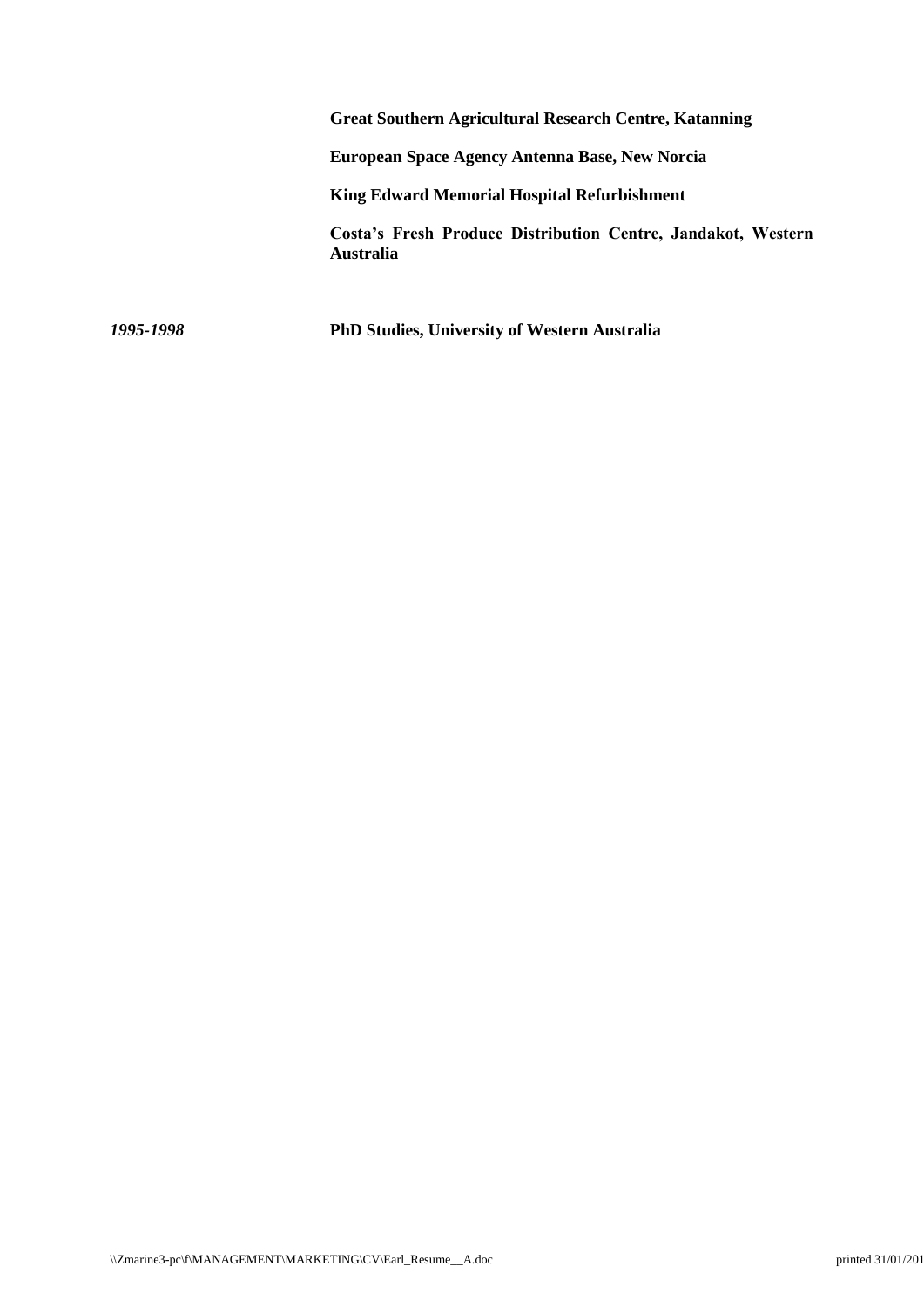**Great Southern Agricultural Research Centre, Katanning**

**European Space Agency Antenna Base, New Norcia**

**King Edward Memorial Hospital Refurbishment**

**Costa's Fresh Produce Distribution Centre, Jandakot, Western Australia**

***1995-1998*** **PhD Studies, University of Western Australia**